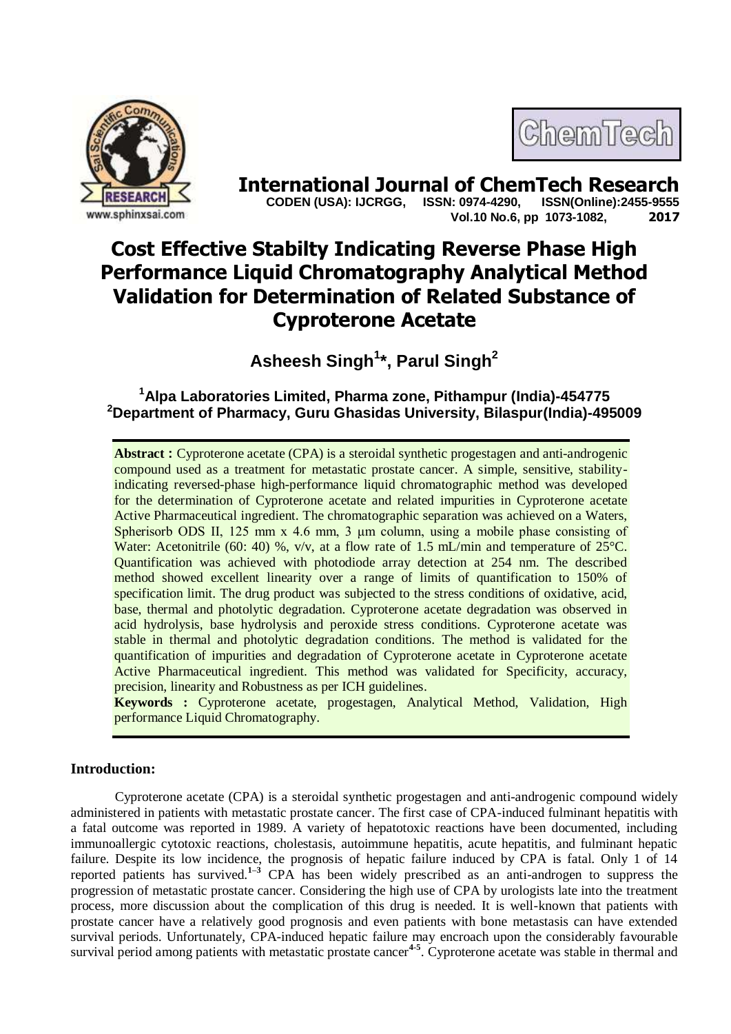# International Journal of ChemTech Research

**CODEN (USA): IJCRGG, ISSN: 0974-4290, ISSN(Online):2455-9555**
**Vol.10 No.6, pp 1073-1082, 2017**

# Cost Effective Stabilty Indicating Reverse Phase High Performance Liquid Chromatography Analytical Method Validation for Determination of Related Substance of Cyproterone Acetate

**Asheesh Singh[1]*, Parul Singh[2]**

**[1]Alpa Laboratories Limited, Pharma zone, Pithampur (India)-454775**
**[2]Department of Pharmacy, Guru Ghasidas University, Bilaspur(India)-495009**

**Abstract :** Cyproterone acetate (CPA) is a steroidal synthetic progestagen and anti-androgenic compound used as a treatment for metastatic prostate cancer. A simple, sensitive, stability-indicating reversed-phase high-performance liquid chromatographic method was developed for the determination of Cyproterone acetate and related impurities in Cyproterone acetate Active Pharmaceutical ingredient. The chromatographic separation was achieved on a Waters, Spherisorb ODS II, 125 mm x 4.6 mm, 3 μm column, using a mobile phase consisting of Water: Acetonitrile (60: 40) %, v/v, at a flow rate of 1.5 mL/min and temperature of 25°C. Quantification was achieved with photodiode array detection at 254 nm. The described method showed excellent linearity over a range of limits of quantification to 150% of specification limit. The drug product was subjected to the stress conditions of oxidative, acid, base, thermal and photolytic degradation. Cyproterone acetate degradation was observed in acid hydrolysis, base hydrolysis and peroxide stress conditions. Cyproterone acetate was stable in thermal and photolytic degradation conditions. The method is validated for the quantification of impurities and degradation of Cyproterone acetate in Cyproterone acetate Active Pharmaceutical ingredient. This method was validated for Specificity, accuracy, precision, linearity and Robustness as per ICH guidelines.

**Keywords :** Cyproterone acetate, progestagen, Analytical Method, Validation, High performance Liquid Chromatography.

## Introduction:

Cyproterone acetate (CPA) is a steroidal synthetic progestagen and anti-androgenic compound widely administered in patients with metastatic prostate cancer. The first case of CPA-induced fulminant hepatitis with a fatal outcome was reported in 1989. A variety of hepatotoxic reactions have been documented, including immunoallergic cytotoxic reactions, cholestasis, autoimmune hepatitis, acute hepatitis, and fulminant hepatic failure. Despite its low incidence, the prognosis of hepatic failure induced by CPA is fatal. Only 1 of 14 reported patients has survived.[1–3] CPA has been widely prescribed as an anti-androgen to suppress the progression of metastatic prostate cancer. Considering the high use of CPA by urologists late into the treatment process, more discussion about the complication of this drug is needed. It is well-known that patients with prostate cancer have a relatively good prognosis and even patients with bone metastasis can have extended survival periods. Unfortunately, CPA-induced hepatic failure may encroach upon the considerably favourable survival period among patients with metastatic prostate cancer[4-5]. Cyproterone acetate was stable in thermal and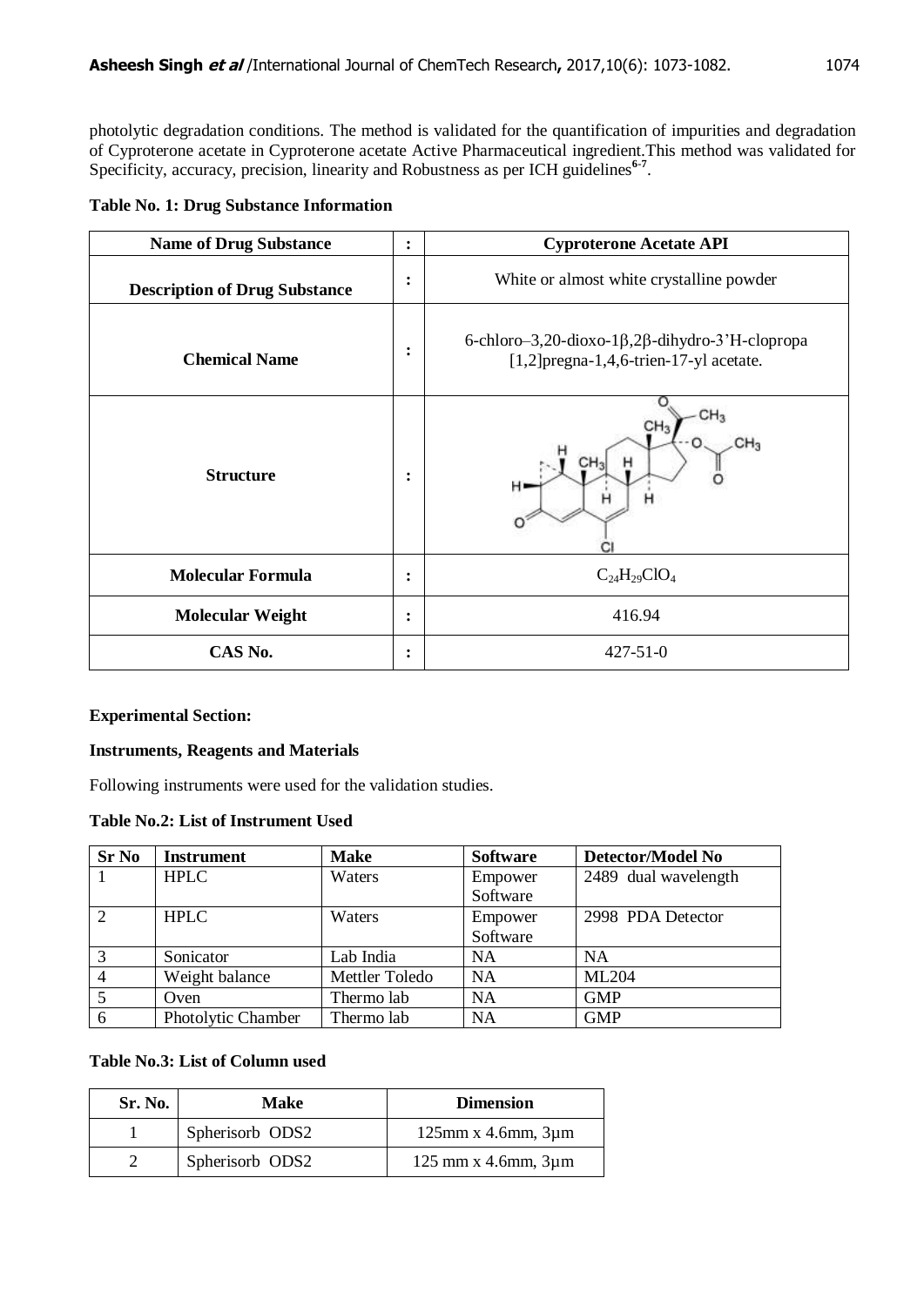photolytic degradation conditions. The method is validated for the quantification of impurities and degradation of Cyproterone acetate in Cyproterone acetate Active Pharmaceutical ingredient.This method was validated for Specificity, accuracy, precision, linearity and Robustness as per ICH guidelines[6-7].

**Table No. 1: Drug Substance Information**

| | | |
|---|---|---|
| **Name of Drug Substance** | : | **Cyproterone Acetate API** |
| **Description of Drug Substance** | : | White or almost white crystalline powder |
| **Chemical Name** | : | 6-chloro–3,20-dioxo-1β,2β-dihydro-3'H-clopropa [1,2]pregna-1,4,6-trien-17-yl acetate. |
| **Structure** | : | |
| **Molecular Formula** | : | $C_{24}H_{29}ClO_4$ |
| **Molecular Weight** | : | 416.94 |
| **CAS No.** | : | 427-51-0 |

**Experimental Section:**

**Instruments, Reagents and Materials**

Following instruments were used for the validation studies.

**Table No.2: List of Instrument Used**

| Sr No | Instrument | Make | Software | Detector/Model No |
|---|---|---|---|---|
| 1 | HPLC | Waters | Empower Software | 2489 dual wavelength |
| 2 | HPLC | Waters | Empower Software | 2998 PDA Detector |
| 3 | Sonicator | Lab India | NA | NA |
| 4 | Weight balance | Mettler Toledo | NA | ML204 |
| 5 | Oven | Thermo lab | NA | GMP |
| 6 | Photolytic Chamber | Thermo lab | NA | GMP |

**Table No.3: List of Column used**

| Sr. No. | Make | Dimension |
|---|---|---|
| 1 | Spherisorb ODS2 | 125mm x 4.6mm, 3µm |
| 2 | Spherisorb ODS2 | 125 mm x 4.6mm, 3µm |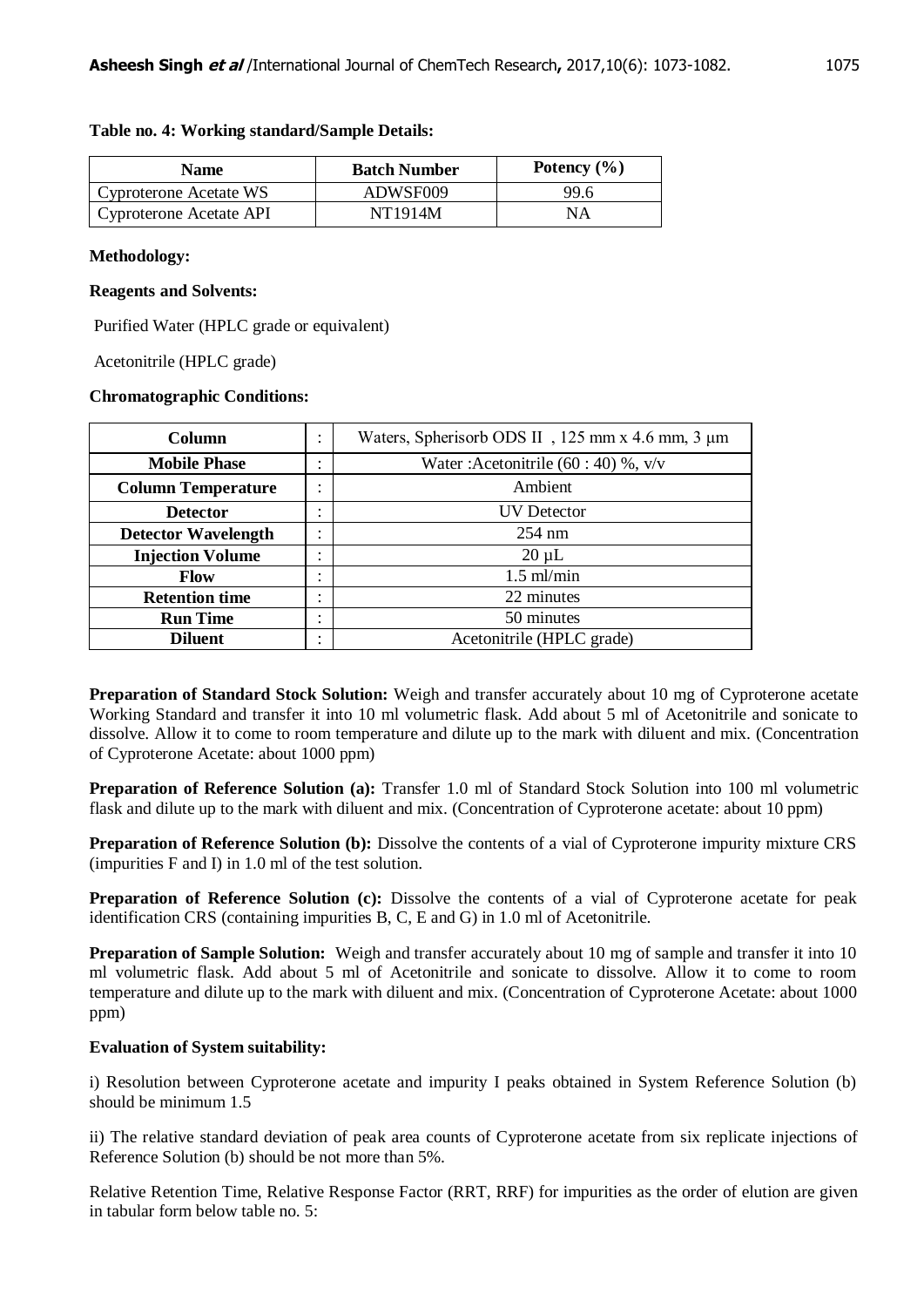**Table no. 4: Working standard/Sample Details:**

| Name | Batch Number | Potency (%) |
|---|---|---|
| Cyproterone Acetate WS | ADWSF009 | 99.6 |
| Cyproterone Acetate API | NT1914M | NA |

**Methodology:**

**Reagents and Solvents:**

Purified Water (HPLC grade or equivalent)

Acetonitrile (HPLC grade)

**Chromatographic Conditions:**

| Column | : | Waters, Spherisorb ODS II , 125 mm x 4.6 mm, 3 µm |
|---|---|---|
| **Mobile Phase** | : | Water :Acetonitrile (60 : 40) %, v/v |
| **Column Temperature** | : | Ambient |
| **Detector** | : | UV Detector |
| **Detector Wavelength** | : | 254 nm |
| **Injection Volume** | : | 20 µL |
| **Flow** | : | 1.5 ml/min |
| **Retention time** | : | 22 minutes |
| **Run Time** | : | 50 minutes |
| **Diluent** | : | Acetonitrile (HPLC grade) |

**Preparation of Standard Stock Solution:** Weigh and transfer accurately about 10 mg of Cyproterone acetate Working Standard and transfer it into 10 ml volumetric flask. Add about 5 ml of Acetonitrile and sonicate to dissolve. Allow it to come to room temperature and dilute up to the mark with diluent and mix. (Concentration of Cyproterone Acetate: about 1000 ppm)

**Preparation of Reference Solution (a):** Transfer 1.0 ml of Standard Stock Solution into 100 ml volumetric flask and dilute up to the mark with diluent and mix. (Concentration of Cyproterone acetate: about 10 ppm)

**Preparation of Reference Solution (b):** Dissolve the contents of a vial of Cyproterone impurity mixture CRS (impurities F and I) in 1.0 ml of the test solution.

**Preparation of Reference Solution (c):** Dissolve the contents of a vial of Cyproterone acetate for peak identification CRS (containing impurities B, C, E and G) in 1.0 ml of Acetonitrile.

**Preparation of Sample Solution:** Weigh and transfer accurately about 10 mg of sample and transfer it into 10 ml volumetric flask. Add about 5 ml of Acetonitrile and sonicate to dissolve. Allow it to come to room temperature and dilute up to the mark with diluent and mix. (Concentration of Cyproterone Acetate: about 1000 ppm)

**Evaluation of System suitability:**

i) Resolution between Cyproterone acetate and impurity I peaks obtained in System Reference Solution (b) should be minimum 1.5

ii) The relative standard deviation of peak area counts of Cyproterone acetate from six replicate injections of Reference Solution (b) should be not more than 5%.

Relative Retention Time, Relative Response Factor (RRT, RRF) for impurities as the order of elution are given in tabular form below table no. 5: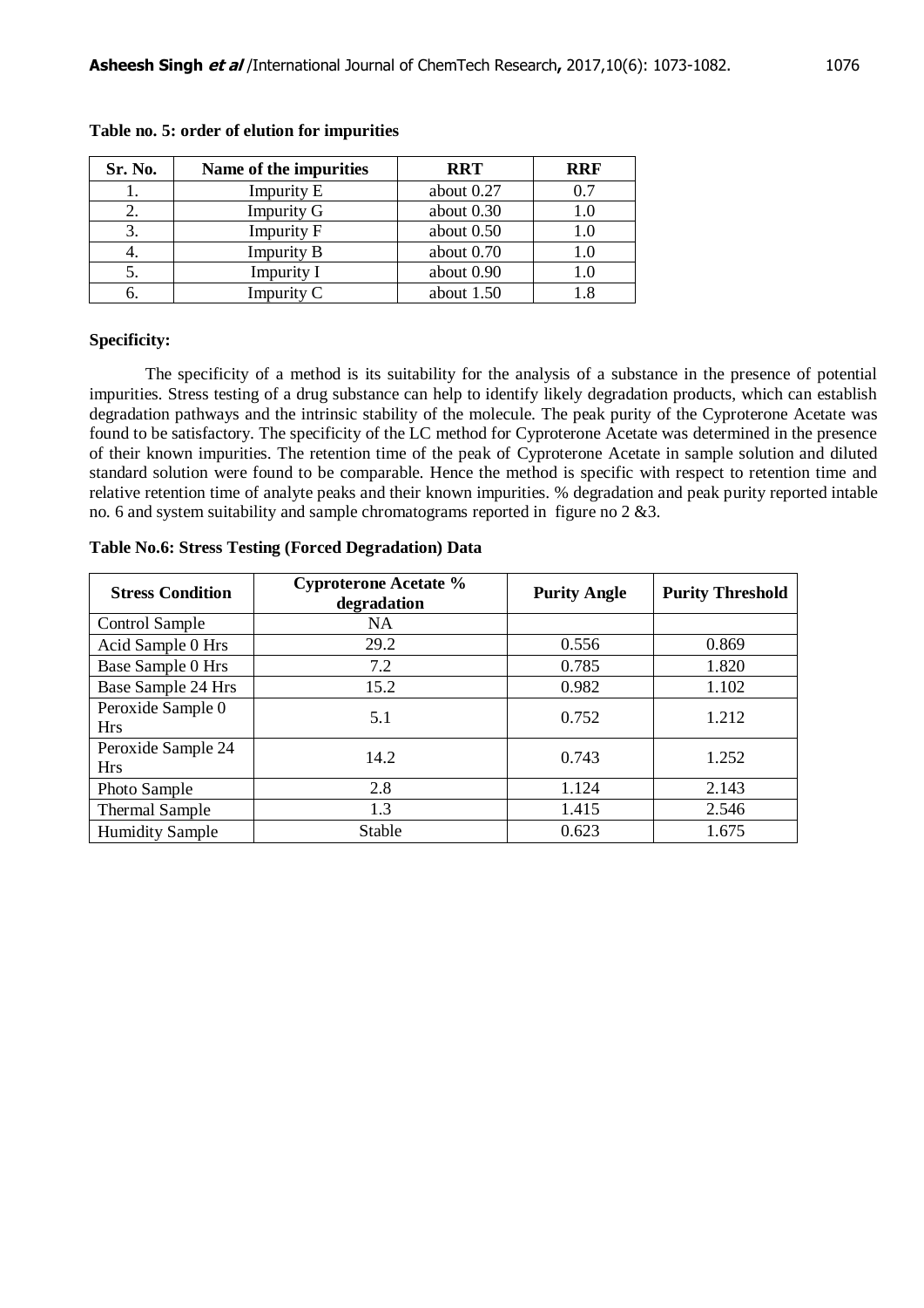**Table no. 5: order of elution for impurities**

| Sr. No. | Name of the impurities | RRT | RRF |
|---|---|---|---|
| 1. | Impurity E | about 0.27 | 0.7 |
| 2. | Impurity G | about 0.30 | 1.0 |
| 3. | Impurity F | about 0.50 | 1.0 |
| 4. | Impurity B | about 0.70 | 1.0 |
| 5. | Impurity I | about 0.90 | 1.0 |
| 6. | Impurity C | about 1.50 | 1.8 |

**Specificity:**

The specificity of a method is its suitability for the analysis of a substance in the presence of potential impurities. Stress testing of a drug substance can help to identify likely degradation products, which can establish degradation pathways and the intrinsic stability of the molecule. The peak purity of the Cyproterone Acetate was found to be satisfactory. The specificity of the LC method for Cyproterone Acetate was determined in the presence of their known impurities. The retention time of the peak of Cyproterone Acetate in sample solution and diluted standard solution were found to be comparable. Hence the method is specific with respect to retention time and relative retention time of analyte peaks and their known impurities. % degradation and peak purity reported intable no. 6 and system suitability and sample chromatograms reported in figure no 2 &3.

**Table No.6: Stress Testing (Forced Degradation) Data**

| Stress Condition | Cyproterone Acetate % degradation | Purity Angle | Purity Threshold |
|---|---|---|---|
| Control Sample | NA | | |
| Acid Sample 0 Hrs | 29.2 | 0.556 | 0.869 |
| Base Sample 0 Hrs | 7.2 | 0.785 | 1.820 |
| Base Sample 24 Hrs | 15.2 | 0.982 | 1.102 |
| Peroxide Sample 0 Hrs | 5.1 | 0.752 | 1.212 |
| Peroxide Sample 24 Hrs | 14.2 | 0.743 | 1.252 |
| Photo Sample | 2.8 | 1.124 | 2.143 |
| Thermal Sample | 1.3 | 1.415 | 2.546 |
| Humidity Sample | Stable | 0.623 | 1.675 |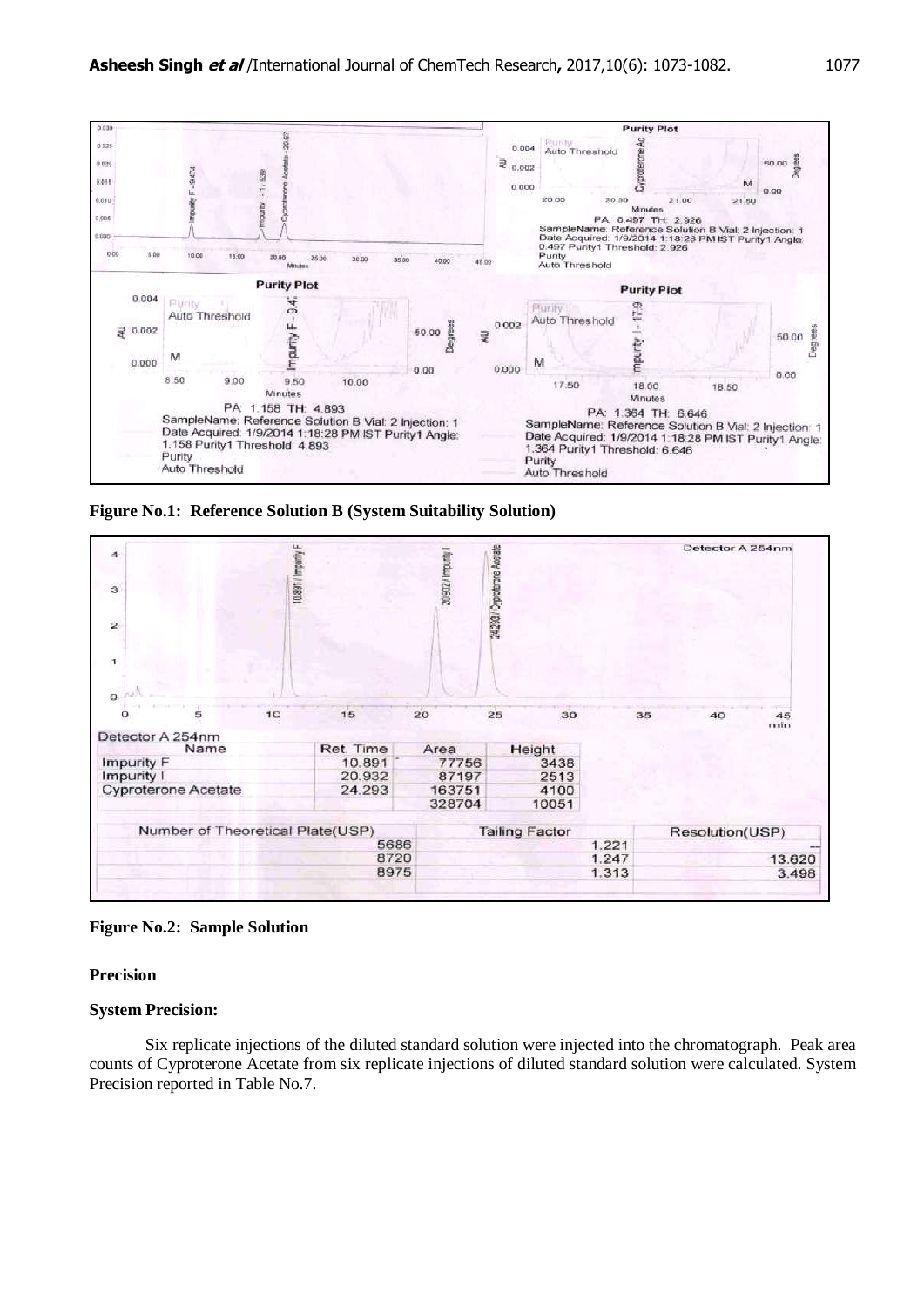Figure No.1: Reference Solution B (System Suitability Solution)

Detector A 254nm

| Name | Ret. Time | Area | Height |
|---|---|---|---|
| Impurity F | 10.891 | 77756 | 3438 |
| Impurity I | 20.932 | 87197 | 2513 |
| Cyproterone Acetate | 24.293 | 163751 | 4100 |
| | | 328704 | 10051 |

| Number of Theoretical Plate(USP) | Tailing Factor | Resolution(USP) |
|---|---|---|
| 5686 | 1.221 | -- |
| 8720 | 1.247 | 13.620 |
| 8975 | 1.313 | 3.498 |

Figure No.2: Sample Solution

## Precision

### System Precision:

Six replicate injections of the diluted standard solution were injected into the chromatograph. Peak area counts of Cyproterone Acetate from six replicate injections of diluted standard solution were calculated. System Precision reported in Table No.7.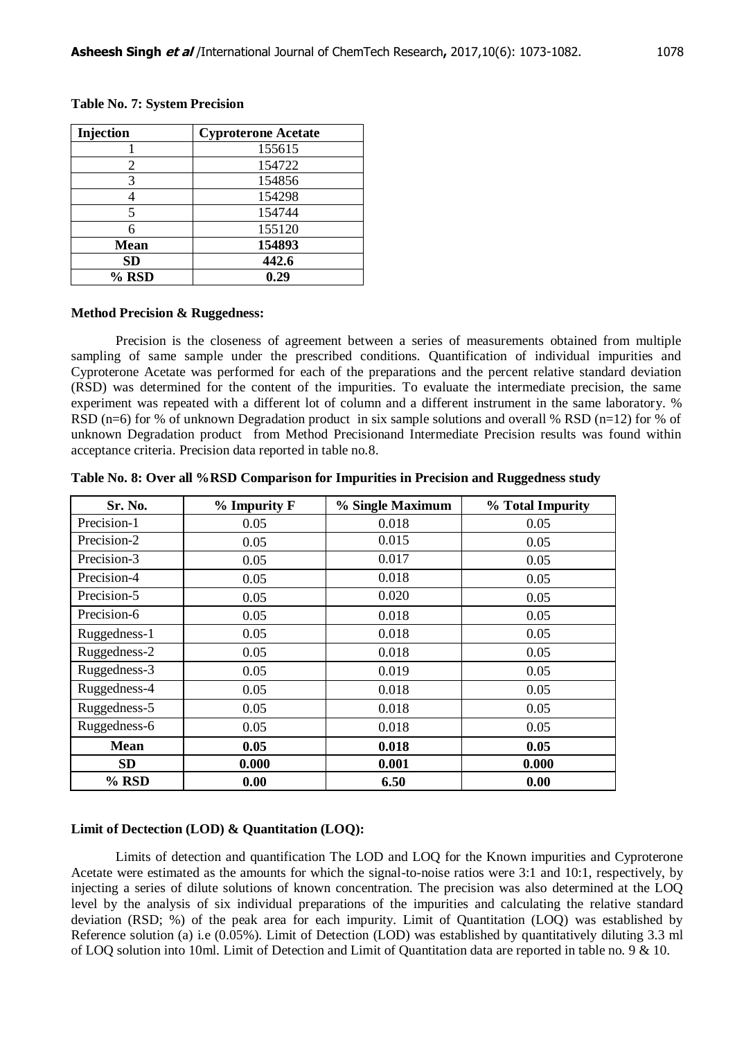**Table No. 7: System Precision**

| Injection | Cyproterone Acetate |
|---|---|
| 1 | 155615 |
| 2 | 154722 |
| 3 | 154856 |
| 4 | 154298 |
| 5 | 154744 |
| 6 | 155120 |
| **Mean** | **154893** |
| **SD** | **442.6** |
| **% RSD** | **0.29** |

**Method Precision & Ruggedness:**

Precision is the closeness of agreement between a series of measurements obtained from multiple sampling of same sample under the prescribed conditions. Quantification of individual impurities and Cyproterone Acetate was performed for each of the preparations and the percent relative standard deviation (RSD) was determined for the content of the impurities. To evaluate the intermediate precision, the same experiment was repeated with a different lot of column and a different instrument in the same laboratory. % RSD (n=6) for % of unknown Degradation product in six sample solutions and overall % RSD (n=12) for % of unknown Degradation product from Method Precisionand Intermediate Precision results was found within acceptance criteria. Precision data reported in table no.8.

**Table No. 8: Over all %RSD Comparison for Impurities in Precision and Ruggedness study**

| Sr. No. | % Impurity F | % Single Maximum | % Total Impurity |
|---|---|---|---|
| Precision-1 | 0.05 | 0.018 | 0.05 |
| Precision-2 | 0.05 | 0.015 | 0.05 |
| Precision-3 | 0.05 | 0.017 | 0.05 |
| Precision-4 | 0.05 | 0.018 | 0.05 |
| Precision-5 | 0.05 | 0.020 | 0.05 |
| Precision-6 | 0.05 | 0.018 | 0.05 |
| Ruggedness-1 | 0.05 | 0.018 | 0.05 |
| Ruggedness-2 | 0.05 | 0.018 | 0.05 |
| Ruggedness-3 | 0.05 | 0.019 | 0.05 |
| Ruggedness-4 | 0.05 | 0.018 | 0.05 |
| Ruggedness-5 | 0.05 | 0.018 | 0.05 |
| Ruggedness-6 | 0.05 | 0.018 | 0.05 |
| **Mean** | **0.05** | **0.018** | **0.05** |
| **SD** | **0.000** | **0.001** | **0.000** |
| **% RSD** | **0.00** | **6.50** | **0.00** |

**Limit of Dectection (LOD) & Quantitation (LOQ):**

Limits of detection and quantification The LOD and LOQ for the Known impurities and Cyproterone Acetate were estimated as the amounts for which the signal-to-noise ratios were 3:1 and 10:1, respectively, by injecting a series of dilute solutions of known concentration. The precision was also determined at the LOQ level by the analysis of six individual preparations of the impurities and calculating the relative standard deviation (RSD; %) of the peak area for each impurity. Limit of Quantitation (LOQ) was established by Reference solution (a) i.e (0.05%). Limit of Detection (LOD) was established by quantitatively diluting 3.3 ml of LOQ solution into 10ml. Limit of Detection and Limit of Quantitation data are reported in table no. 9 & 10.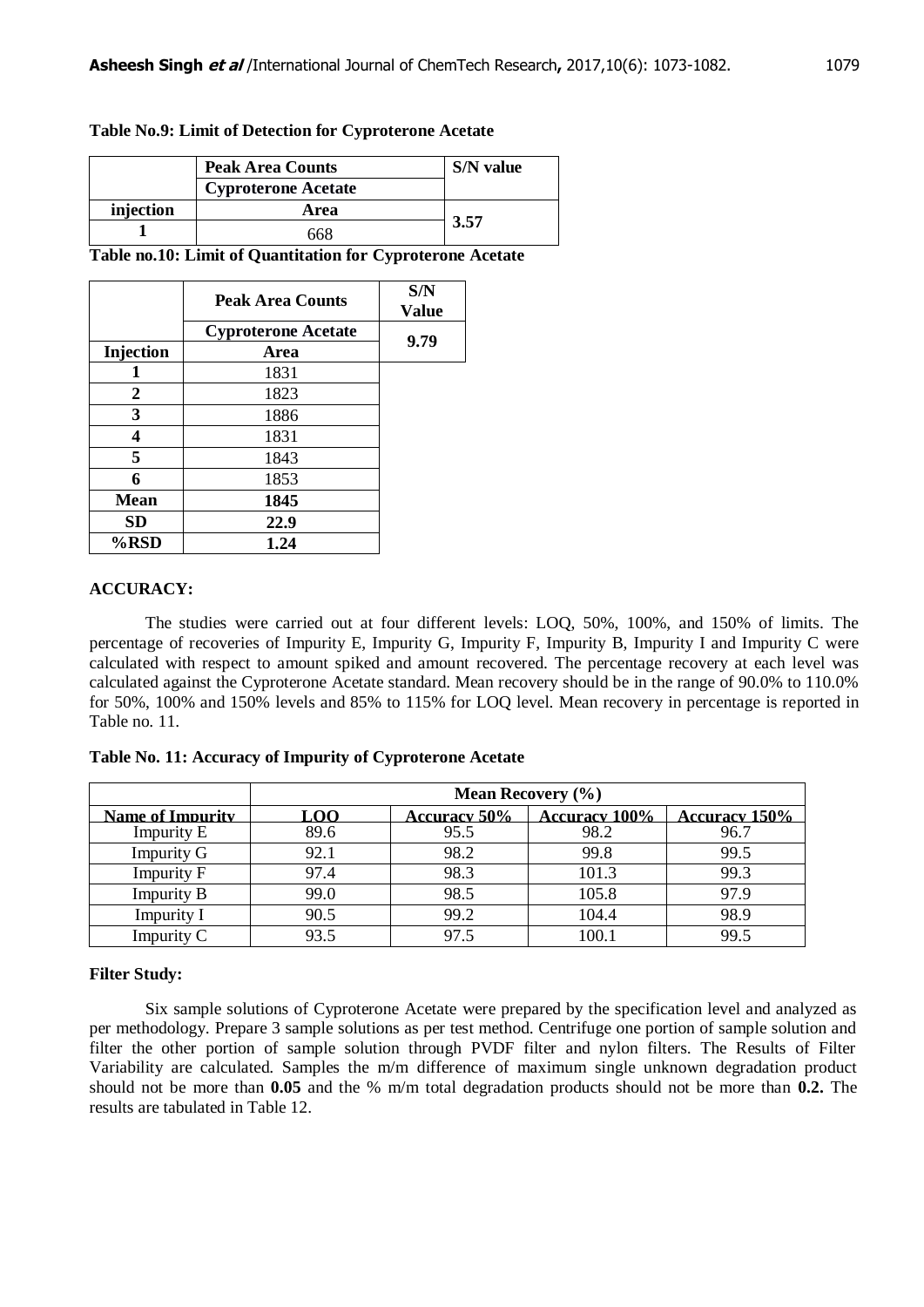**Table No.9: Limit of Detection for Cyproterone Acetate**

| | Peak Area Counts | S/N value |
|---|---|---|
| | Cyproterone Acetate | |
| injection | Area | 3.57 |
| 1 | 668 | |

**Table no.10: Limit of Quantitation for Cyproterone Acetate**

| | Peak Area Counts | S/N Value |
|---|---|---|
| | Cyproterone Acetate | 9.79 |
| Injection | Area | |
| 1 | 1831 | |
| 2 | 1823 | |
| 3 | 1886 | |
| 4 | 1831 | |
| 5 | 1843 | |
| 6 | 1853 | |
| Mean | 1845 | |
| SD | 22.9 | |
| %RSD | 1.24 | |

**ACCURACY:**

The studies were carried out at four different levels: LOQ, 50%, 100%, and 150% of limits. The percentage of recoveries of Impurity E, Impurity G, Impurity F, Impurity B, Impurity I and Impurity C were calculated with respect to amount spiked and amount recovered. The percentage recovery at each level was calculated against the Cyproterone Acetate standard. Mean recovery should be in the range of 90.0% to 110.0% for 50%, 100% and 150% levels and 85% to 115% for LOQ level. Mean recovery in percentage is reported in Table no. 11.

**Table No. 11: Accuracy of Impurity of Cyproterone Acetate**

| | Mean Recovery (%) | | | |
|---|---|---|---|---|
| Name of Impurity | LOQ | Accuracy 50% | Accuracy 100% | Accuracy 150% |
| Impurity E | 89.6 | 95.5 | 98.2 | 96.7 |
| Impurity G | 92.1 | 98.2 | 99.8 | 99.5 |
| Impurity F | 97.4 | 98.3 | 101.3 | 99.3 |
| Impurity B | 99.0 | 98.5 | 105.8 | 97.9 |
| Impurity I | 90.5 | 99.2 | 104.4 | 98.9 |
| Impurity C | 93.5 | 97.5 | 100.1 | 99.5 |

**Filter Study:**

Six sample solutions of Cyproterone Acetate were prepared by the specification level and analyzed as per methodology. Prepare 3 sample solutions as per test method. Centrifuge one portion of sample solution and filter the other portion of sample solution through PVDF filter and nylon filters. The Results of Filter Variability are calculated. Samples the m/m difference of maximum single unknown degradation product should not be more than **0.05** and the % m/m total degradation products should not be more than **0.2.** The results are tabulated in Table 12.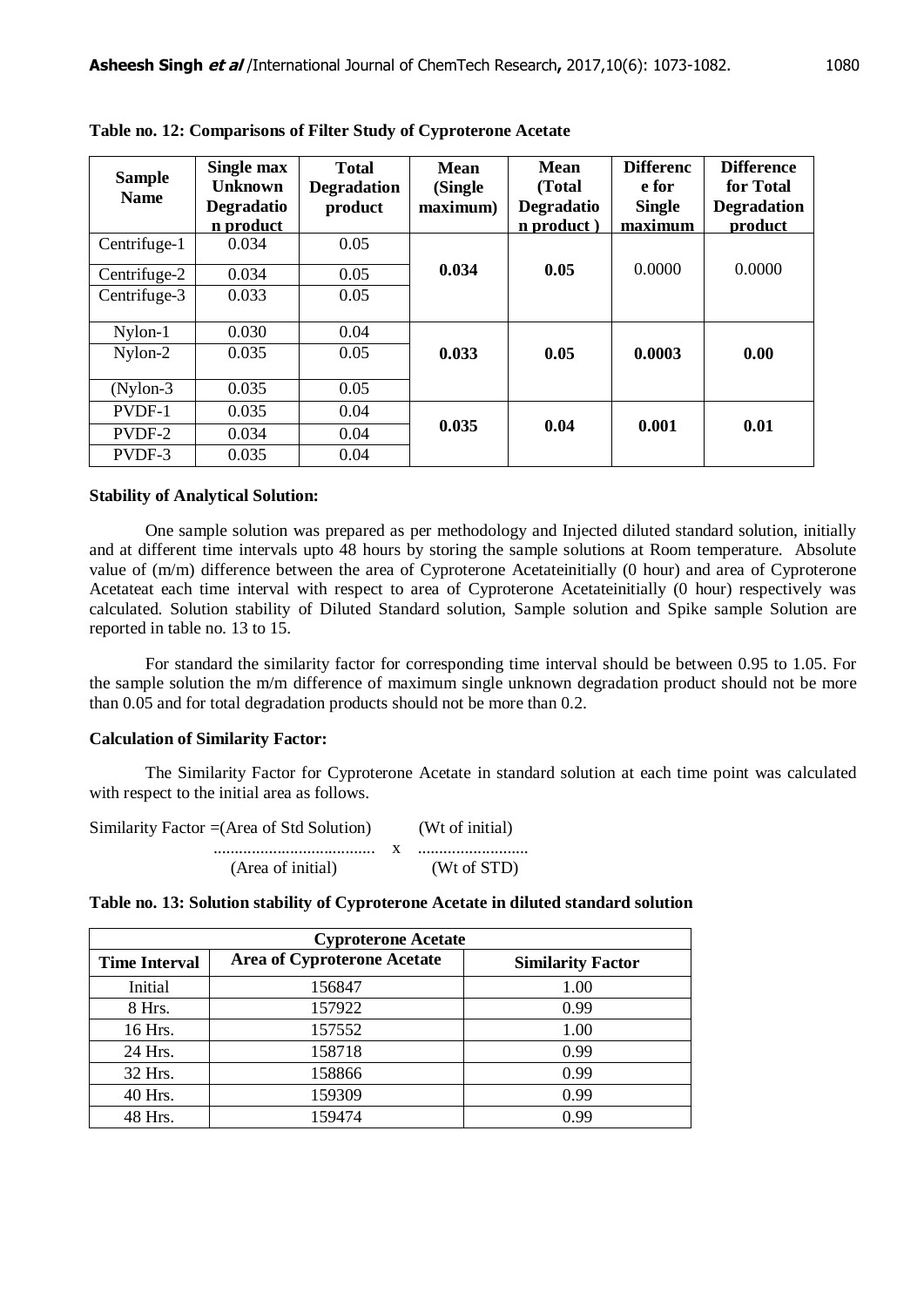**Table no. 12: Comparisons of Filter Study of Cyproterone Acetate**

| Sample Name | Single max Unknown Degradation product | Total Degradation product | Mean (Single maximum) | Mean (Total Degradation product ) | Difference for Single maximum | Difference for Total Degradation product |
|---|---|---|---|---|---|---|
| Centrifuge-1 | 0.034 | 0.05 | **0.034** | **0.05** | 0.0000 | 0.0000 |
| Centrifuge-2 | 0.034 | 0.05 | | | | |
| Centrifuge-3 | 0.033 | 0.05 | | | | |
| Nylon-1 | 0.030 | 0.04 | **0.033** | **0.05** | **0.0003** | **0.00** |
| Nylon-2 | 0.035 | 0.05 | | | | |
| (Nylon-3 | 0.035 | 0.05 | | | | |
| PVDF-1 | 0.035 | 0.04 | **0.035** | **0.04** | **0.001** | **0.01** |
| PVDF-2 | 0.034 | 0.04 | | | | |
| PVDF-3 | 0.035 | 0.04 | | | | |

**Stability of Analytical Solution:**

One sample solution was prepared as per methodology and Injected diluted standard solution, initially and at different time intervals upto 48 hours by storing the sample solutions at Room temperature. Absolute value of (m/m) difference between the area of Cyproterone Acetateinitially (0 hour) and area of Cyproterone Acetateat each time interval with respect to area of Cyproterone Acetateinitially (0 hour) respectively was calculated. Solution stability of Diluted Standard solution, Sample solution and Spike sample Solution are reported in table no. 13 to 15.

For standard the similarity factor for corresponding time interval should be between 0.95 to 1.05. For the sample solution the m/m difference of maximum single unknown degradation product should not be more than 0.05 and for total degradation products should not be more than 0.2.

**Calculation of Similarity Factor:**

The Similarity Factor for Cyproterone Acetate in standard solution at each time point was calculated with respect to the initial area as follows.

$$\text{Similarity Factor} = \frac{\text{(Area of Std Solution)}}{\text{(Area of initial)}} \times \frac{\text{(Wt of initial)}}{\text{(Wt of STD)}}$$

**Table no. 13: Solution stability of Cyproterone Acetate in diluted standard solution**

| Cyproterone Acetate | | |
|---|---|---|
| **Time Interval** | **Area of Cyproterone Acetate** | **Similarity Factor** |
| Initial | 156847 | 1.00 |
| 8 Hrs. | 157922 | 0.99 |
| 16 Hrs. | 157552 | 1.00 |
| 24 Hrs. | 158718 | 0.99 |
| 32 Hrs. | 158866 | 0.99 |
| 40 Hrs. | 159309 | 0.99 |
| 48 Hrs. | 159474 | 0.99 |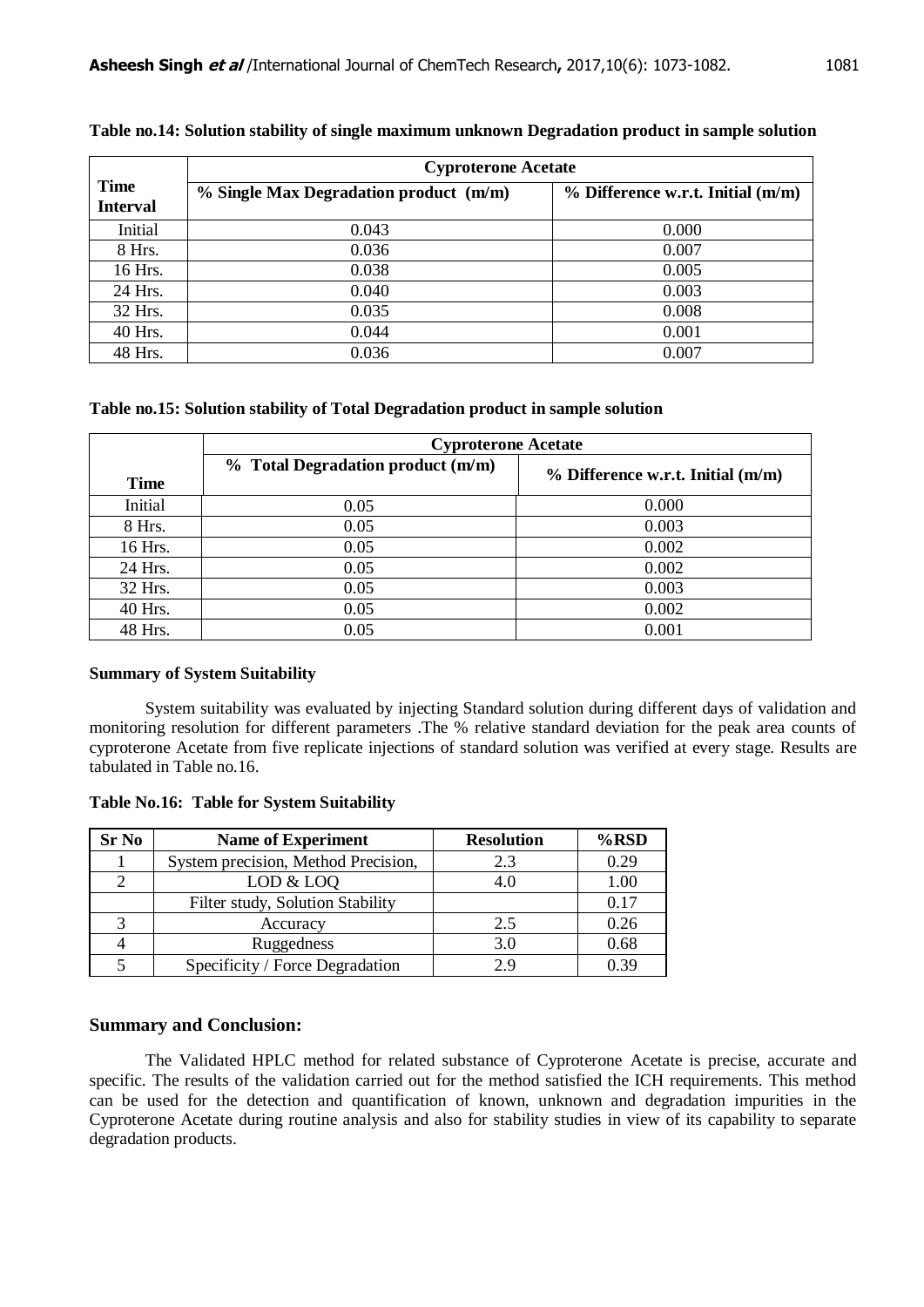**Table no.14: Solution stability of single maximum unknown Degradation product in sample solution**

| Time Interval | Cyproterone Acetate | |
|---|---|---|
| | % Single Max Degradation product (m/m) | % Difference w.r.t. Initial (m/m) |
| Initial | 0.043 | 0.000 |
| 8 Hrs. | 0.036 | 0.007 |
| 16 Hrs. | 0.038 | 0.005 |
| 24 Hrs. | 0.040 | 0.003 |
| 32 Hrs. | 0.035 | 0.008 |
| 40 Hrs. | 0.044 | 0.001 |
| 48 Hrs. | 0.036 | 0.007 |

**Table no.15: Solution stability of Total Degradation product in sample solution**

| Time | Cyproterone Acetate | |
|---|---|---|
| | % Total Degradation product (m/m) | % Difference w.r.t. Initial (m/m) |
| Initial | 0.05 | 0.000 |
| 8 Hrs. | 0.05 | 0.003 |
| 16 Hrs. | 0.05 | 0.002 |
| 24 Hrs. | 0.05 | 0.002 |
| 32 Hrs. | 0.05 | 0.003 |
| 40 Hrs. | 0.05 | 0.002 |
| 48 Hrs. | 0.05 | 0.001 |

**Summary of System Suitability**

System suitability was evaluated by injecting Standard solution during different days of validation and monitoring resolution for different parameters .The % relative standard deviation for the peak area counts of cyproterone Acetate from five replicate injections of standard solution was verified at every stage. Results are tabulated in Table no.16.

**Table No.16: Table for System Suitability**

| Sr No | Name of Experiment | Resolution | %RSD |
|---|---|---|---|
| 1 | System precision, Method Precision, | 2.3 | 0.29 |
| 2 | LOD & LOQ | 4.0 | 1.00 |
| | Filter study, Solution Stability | | 0.17 |
| 3 | Accuracy | 2.5 | 0.26 |
| 4 | Ruggedness | 3.0 | 0.68 |
| 5 | Specificity / Force Degradation | 2.9 | 0.39 |

## Summary and Conclusion:

The Validated HPLC method for related substance of Cyproterone Acetate is precise, accurate and specific. The results of the validation carried out for the method satisfied the ICH requirements. This method can be used for the detection and quantification of known, unknown and degradation impurities in the Cyproterone Acetate during routine analysis and also for stability studies in view of its capability to separate degradation products.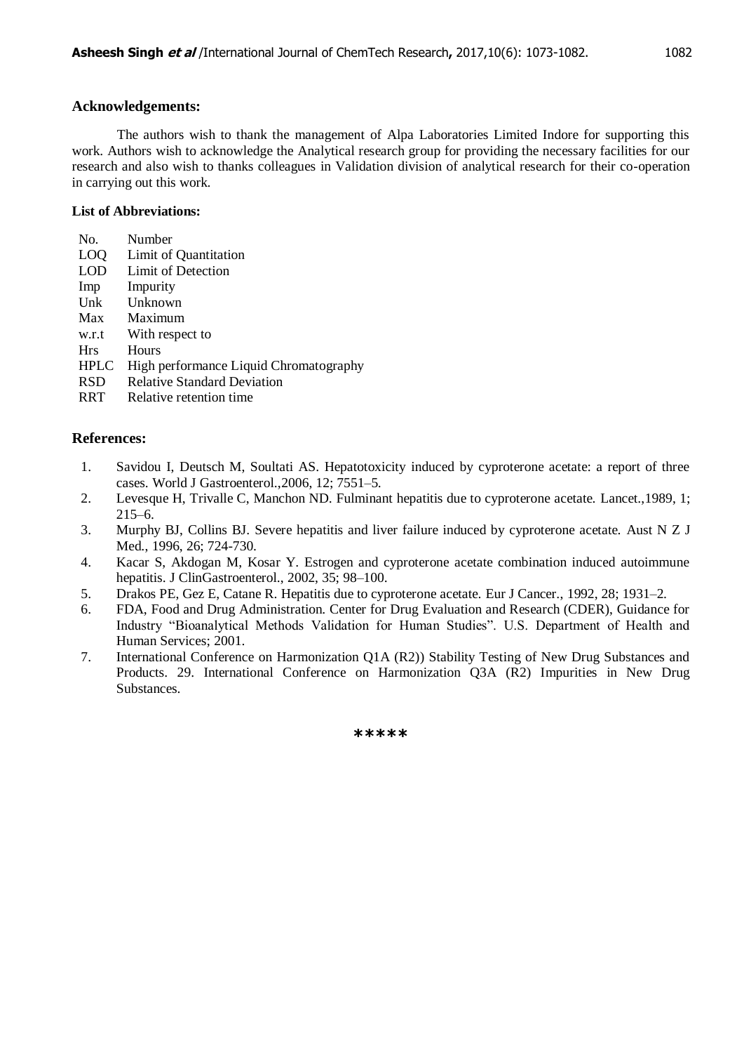## Acknowledgements:

The authors wish to thank the management of Alpa Laboratories Limited Indore for supporting this work. Authors wish to acknowledge the Analytical research group for providing the necessary facilities for our research and also wish to thanks colleagues in Validation division of analytical research for their co-operation in carrying out this work.

### List of Abbreviations:

| | |
|---|---|
| No. | Number |
| LOQ | Limit of Quantitation |
| LOD | Limit of Detection |
| Imp | Impurity |
| Unk | Unknown |
| Max | Maximum |
| w.r.t | With respect to |
| Hrs | Hours |
| HPLC | High performance Liquid Chromatography |
| RSD | Relative Standard Deviation |
| RRT | Relative retention time |

## References:

1. Savidou I, Deutsch M, Soultati AS. Hepatotoxicity induced by cyproterone acetate: a report of three cases. World J Gastroenterol.,2006, 12; 7551–5.
2. Levesque H, Trivalle C, Manchon ND. Fulminant hepatitis due to cyproterone acetate. Lancet.,1989, 1; 215–6.
3. Murphy BJ, Collins BJ. Severe hepatitis and liver failure induced by cyproterone acetate. Aust N Z J Med., 1996, 26; 724-730.
4. Kacar S, Akdogan M, Kosar Y. Estrogen and cyproterone acetate combination induced autoimmune hepatitis. J ClinGastroenterol., 2002, 35; 98–100.
5. Drakos PE, Gez E, Catane R. Hepatitis due to cyproterone acetate. Eur J Cancer., 1992, 28; 1931–2.
6. FDA, Food and Drug Administration. Center for Drug Evaluation and Research (CDER), Guidance for Industry "Bioanalytical Methods Validation for Human Studies". U.S. Department of Health and Human Services; 2001.
7. International Conference on Harmonization Q1A (R2)) Stability Testing of New Drug Substances and Products. 29. International Conference on Harmonization Q3A (R2) Impurities in New Drug Substances.

*****